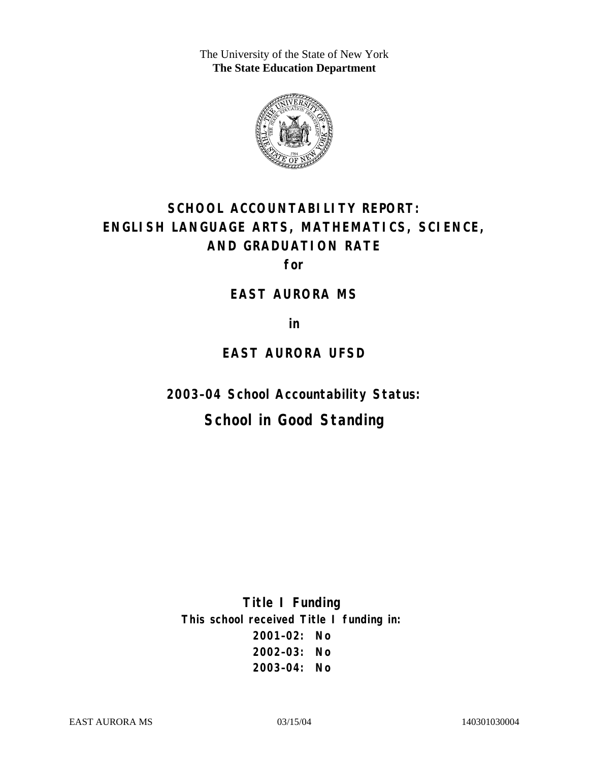The University of the State of New York
**The State Education Department**

# SCHOOL ACCOUNTABILITY REPORT:
# ENGLISH LANGUAGE ARTS, MATHEMATICS, SCIENCE, AND GRADUATION RATE

**for**

## EAST AURORA MS

**in**

## EAST AURORA UFSD

### 2003–04 School Accountability Status:

## School in Good Standing

**Title I Funding**

**This school received Title I funding in:**

**2001–02: No**

**2002–03: No**

**2003–04: No**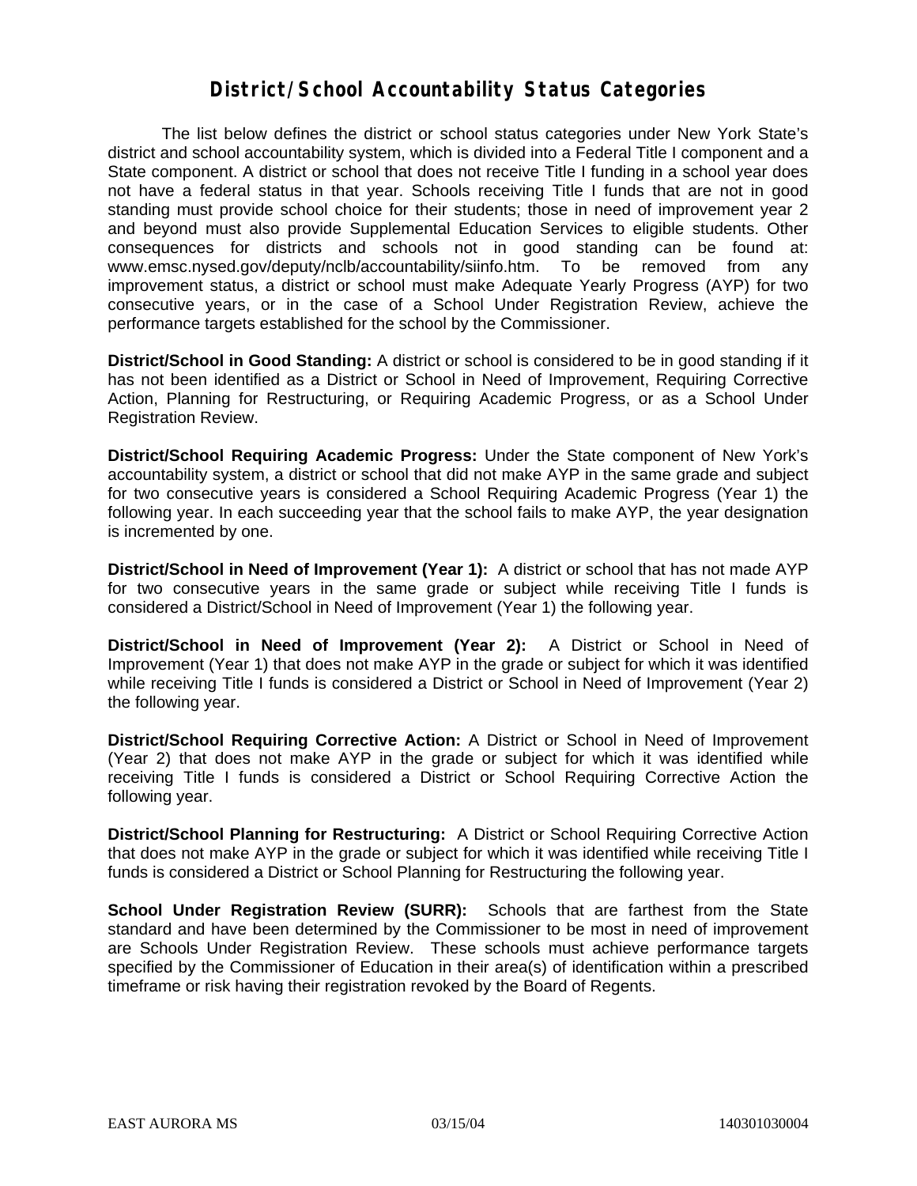# District/School Accountability Status Categories

The list below defines the district or school status categories under New York State's district and school accountability system, which is divided into a Federal Title I component and a State component. A district or school that does not receive Title I funding in a school year does not have a federal status in that year. Schools receiving Title I funds that are not in good standing must provide school choice for their students; those in need of improvement year 2 and beyond must also provide Supplemental Education Services to eligible students. Other consequences for districts and schools not in good standing can be found at: www.emsc.nysed.gov/deputy/nclb/accountability/siinfo.htm. To be removed from any improvement status, a district or school must make Adequate Yearly Progress (AYP) for two consecutive years, or in the case of a School Under Registration Review, achieve the performance targets established for the school by the Commissioner.

**District/School in Good Standing:** A district or school is considered to be in good standing if it has not been identified as a District or School in Need of Improvement, Requiring Corrective Action, Planning for Restructuring, or Requiring Academic Progress, or as a School Under Registration Review.

**District/School Requiring Academic Progress:** Under the State component of New York's accountability system, a district or school that did not make AYP in the same grade and subject for two consecutive years is considered a School Requiring Academic Progress (Year 1) the following year. In each succeeding year that the school fails to make AYP, the year designation is incremented by one.

**District/School in Need of Improvement (Year 1):** A district or school that has not made AYP for two consecutive years in the same grade or subject while receiving Title I funds is considered a District/School in Need of Improvement (Year 1) the following year.

**District/School in Need of Improvement (Year 2):** A District or School in Need of Improvement (Year 1) that does not make AYP in the grade or subject for which it was identified while receiving Title I funds is considered a District or School in Need of Improvement (Year 2) the following year.

**District/School Requiring Corrective Action:** A District or School in Need of Improvement (Year 2) that does not make AYP in the grade or subject for which it was identified while receiving Title I funds is considered a District or School Requiring Corrective Action the following year.

**District/School Planning for Restructuring:** A District or School Requiring Corrective Action that does not make AYP in the grade or subject for which it was identified while receiving Title I funds is considered a District or School Planning for Restructuring the following year.

**School Under Registration Review (SURR):** Schools that are farthest from the State standard and have been determined by the Commissioner to be most in need of improvement are Schools Under Registration Review. These schools must achieve performance targets specified by the Commissioner of Education in their area(s) of identification within a prescribed timeframe or risk having their registration revoked by the Board of Regents.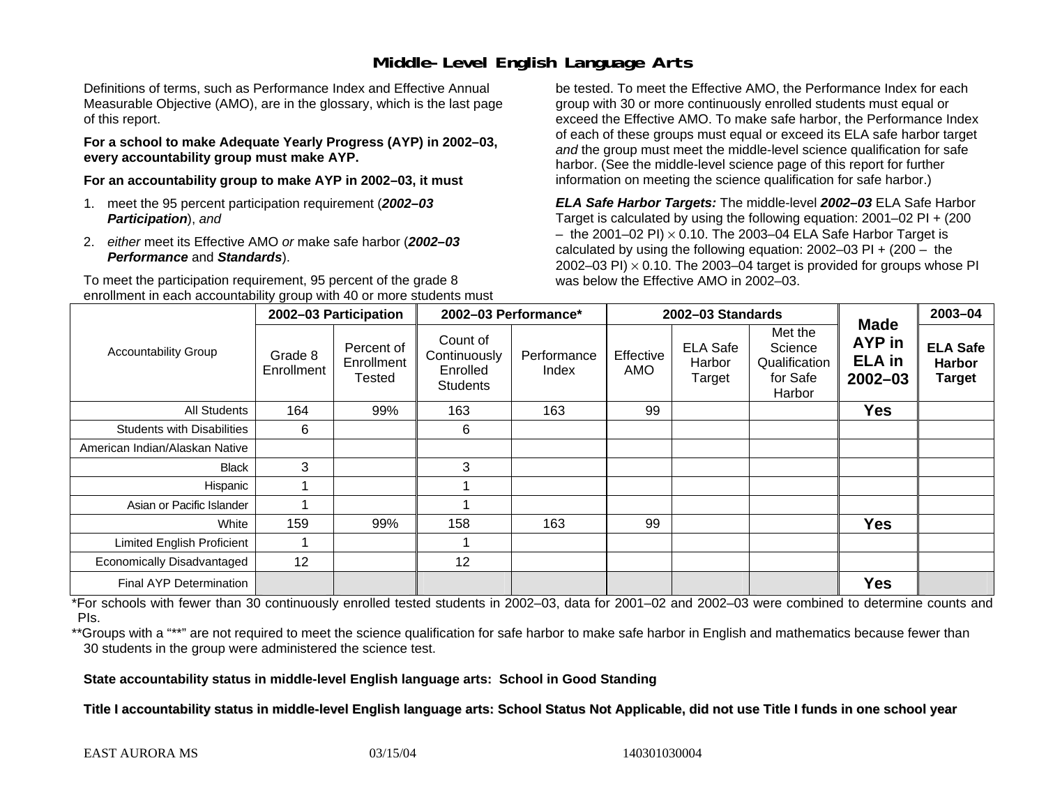# Middle-Level English Language Arts

Definitions of terms, such as Performance Index and Effective Annual Measurable Objective (AMO), are in the glossary, which is the last page of this report.

**For a school to make Adequate Yearly Progress (AYP) in 2002–03, every accountability group must make AYP.**

**For an accountability group to make AYP in 2002–03, it must**

1. meet the 95 percent participation requirement (***2002–03 Participation***), *and*
2. *either* meet its Effective AMO *or* make safe harbor (***2002–03 Performance*** and ***Standards***).

To meet the participation requirement, 95 percent of the grade 8 enrollment in each accountability group with 40 or more students must be tested. To meet the Effective AMO, the Performance Index for each group with 30 or more continuously enrolled students must equal or exceed the Effective AMO. To make safe harbor, the Performance Index of each of these groups must equal or exceed its ELA safe harbor target *and* the group must meet the middle-level science qualification for safe harbor. (See the middle-level science page of this report for further information on meeting the science qualification for safe harbor.)

***ELA Safe Harbor Targets:*** The middle-level ***2002–03*** ELA Safe Harbor Target is calculated by using the following equation: 2001–02 PI + (200 – the 2001–02 PI) $\times$ 0.10. The 2003–04 ELA Safe Harbor Target is calculated by using the following equation: 2002–03 PI + (200 – the 2002–03 PI) $\times$ 0.10. The 2003–04 target is provided for groups whose PI was below the Effective AMO in 2002–03.

| Accountability Group | 2002–03 Participation | | 2002–03 Performance* | | 2002–03 Standards | | | Made AYP in ELA in 2002–03 | 2003–04 |
|---|---|---|---|---|---|---|---|---|---|
| | Grade 8 Enrollment | Percent of Enrollment Tested | Count of Continuously Enrolled Students | Performance Index | Effective AMO | ELA Safe Harbor Target | Met the Science Qualification for Safe Harbor | | ELA Safe Harbor Target |
| All Students | 164 | 99% | 163 | 163 | 99 | | | **Yes** | |
| Students with Disabilities | 6 | | 6 | | | | | | |
| American Indian/Alaskan Native | | | | | | | | | |
| Black | 3 | | 3 | | | | | | |
| Hispanic | 1 | | 1 | | | | | | |
| Asian or Pacific Islander | 1 | | 1 | | | | | | |
| White | 159 | 99% | 158 | 163 | 99 | | | **Yes** | |
| Limited English Proficient | 1 | | 1 | | | | | | |
| Economically Disadvantaged | 12 | | 12 | | | | | | |
| Final AYP Determination | | | | | | | | **Yes** | |

*For schools with fewer than 30 continuously enrolled tested students in 2002–03, data for 2001–02 and 2002–03 were combined to determine counts and PIs.

**Groups with a "**" are not required to meet the science qualification for safe harbor to make safe harbor in English and mathematics because fewer than 30 students in the group were administered the science test.

**State accountability status in middle-level English language arts: School in Good Standing**

**Title I accountability status in middle-level English language arts: School Status Not Applicable, did not use Title I funds in one school year**

EAST AURORA MS 03/15/04 140301030004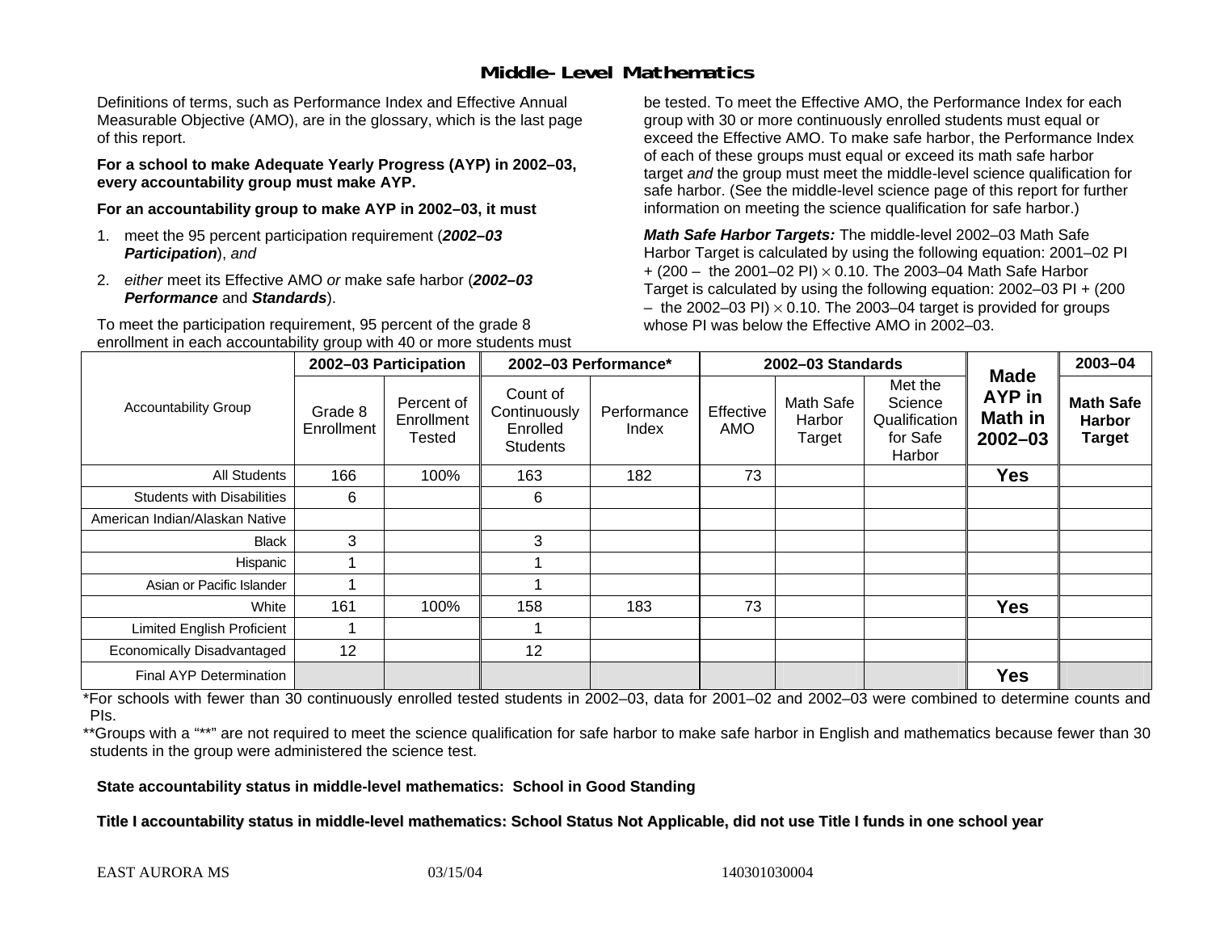# Middle-Level Mathematics

Definitions of terms, such as Performance Index and Effective Annual Measurable Objective (AMO), are in the glossary, which is the last page of this report.

**For a school to make Adequate Yearly Progress (AYP) in 2002–03, every accountability group must make AYP.**

**For an accountability group to make AYP in 2002–03, it must**

1. meet the 95 percent participation requirement (***2002–03 Participation***), *and*
2. *either* meet its Effective AMO *or* make safe harbor (***2002–03 Performance*** and ***Standards***).

To meet the participation requirement, 95 percent of the grade 8 enrollment in each accountability group with 40 or more students must be tested. To meet the Effective AMO, the Performance Index for each group with 30 or more continuously enrolled students must equal or exceed the Effective AMO. To make safe harbor, the Performance Index of each of these groups must equal or exceed its math safe harbor target *and* the group must meet the middle-level science qualification for safe harbor. (See the middle-level science page of this report for further information on meeting the science qualification for safe harbor.)

***Math Safe Harbor Targets:*** The middle-level 2002–03 Math Safe Harbor Target is calculated by using the following equation: 2001–02 PI + (200 – the 2001–02 PI) $\times$ 0.10. The 2003–04 Math Safe Harbor Target is calculated by using the following equation: 2002–03 PI + (200 – the 2002–03 PI) $\times$ 0.10. The 2003–04 target is provided for groups whose PI was below the Effective AMO in 2002–03.

| Accountability Group | 2002–03 Participation | | 2002–03 Performance* | | 2002–03 Standards | | | Made AYP in Math in 2002–03 | 2003–04 |
|---|---|---|---|---|---|---|---|---|---|
| | Grade 8 Enrollment | Percent of Enrollment Tested | Count of Continuously Enrolled Students | Performance Index | Effective AMO | Math Safe Harbor Target | Met the Science Qualification for Safe Harbor | | Math Safe Harbor Target |
| All Students | 166 | 100% | 163 | 182 | 73 | | | Yes | |
| Students with Disabilities | 6 | | 6 | | | | | | |
| American Indian/Alaskan Native | | | | | | | | | |
| Black | 3 | | 3 | | | | | | |
| Hispanic | 1 | | 1 | | | | | | |
| Asian or Pacific Islander | 1 | | 1 | | | | | | |
| White | 161 | 100% | 158 | 183 | 73 | | | Yes | |
| Limited English Proficient | 1 | | 1 | | | | | | |
| Economically Disadvantaged | 12 | | 12 | | | | | | |
| Final AYP Determination | | | | | | | | Yes | |

*For schools with fewer than 30 continuously enrolled tested students in 2002–03, data for 2001–02 and 2002–03 were combined to determine counts and PIs.

**Groups with a "**" are not required to meet the science qualification for safe harbor to make safe harbor in English and mathematics because fewer than 30 students in the group were administered the science test.

**State accountability status in middle-level mathematics: School in Good Standing**

**Title I accountability status in middle-level mathematics: School Status Not Applicable, did not use Title I funds in one school year**

EAST AURORA MS 03/15/04 140301030004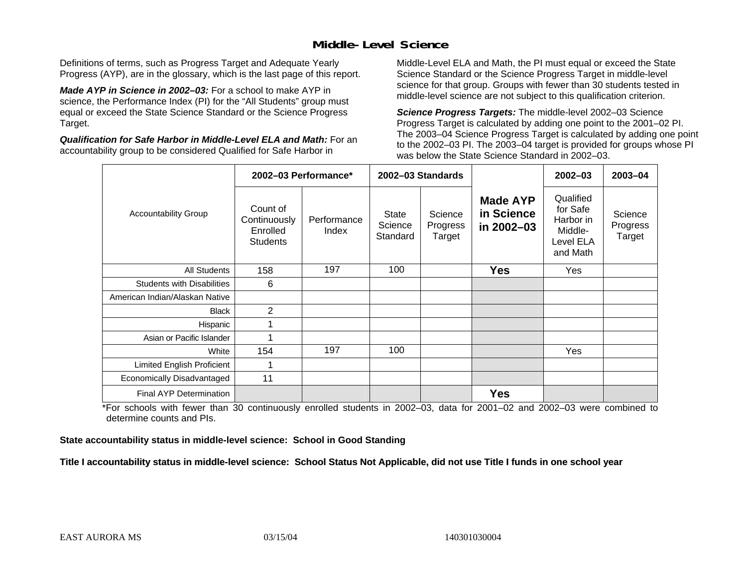# Middle-Level Science

Definitions of terms, such as Progress Target and Adequate Yearly Progress (AYP), are in the glossary, which is the last page of this report.

***Made AYP in Science in 2002–03:*** For a school to make AYP in science, the Performance Index (PI) for the "All Students" group must equal or exceed the State Science Standard or the Science Progress Target.

***Qualification for Safe Harbor in Middle-Level ELA and Math:*** For an accountability group to be considered Qualified for Safe Harbor in Middle-Level ELA and Math, the PI must equal or exceed the State Science Standard or the Science Progress Target in middle-level science for that group. Groups with fewer than 30 students tested in middle-level science are not subject to this qualification criterion.

***Science Progress Targets:*** The middle-level 2002–03 Science Progress Target is calculated by adding one point to the 2001–02 PI. The 2003–04 Science Progress Target is calculated by adding one point to the 2002–03 PI. The 2003–04 target is provided for groups whose PI was below the State Science Standard in 2002–03.

| Accountability Group | 2002–03 Performance* | | 2002–03 Standards | | Made AYP in Science in 2002–03 | 2002–03 | 2003–04 |
|---|---|---|---|---|---|---|---|
| | Count of Continuously Enrolled Students | Performance Index | State Science Standard | Science Progress Target | | Qualified for Safe Harbor in Middle-Level ELA and Math | Science Progress Target |
| All Students | 158 | 197 | 100 | | **Yes** | Yes | |
| Students with Disabilities | 6 | | | | | | |
| American Indian/Alaskan Native | | | | | | | |
| Black | 2 | | | | | | |
| Hispanic | 1 | | | | | | |
| Asian or Pacific Islander | 1 | | | | | | |
| White | 154 | 197 | 100 | | | Yes | |
| Limited English Proficient | 1 | | | | | | |
| Economically Disadvantaged | 11 | | | | | | |
| Final AYP Determination | | | | | **Yes** | | |

*For schools with fewer than 30 continuously enrolled students in 2002–03, data for 2001–02 and 2002–03 were combined to determine counts and PIs.

**State accountability status in middle-level science: School in Good Standing**

**Title I accountability status in middle-level science: School Status Not Applicable, did not use Title I funds in one school year**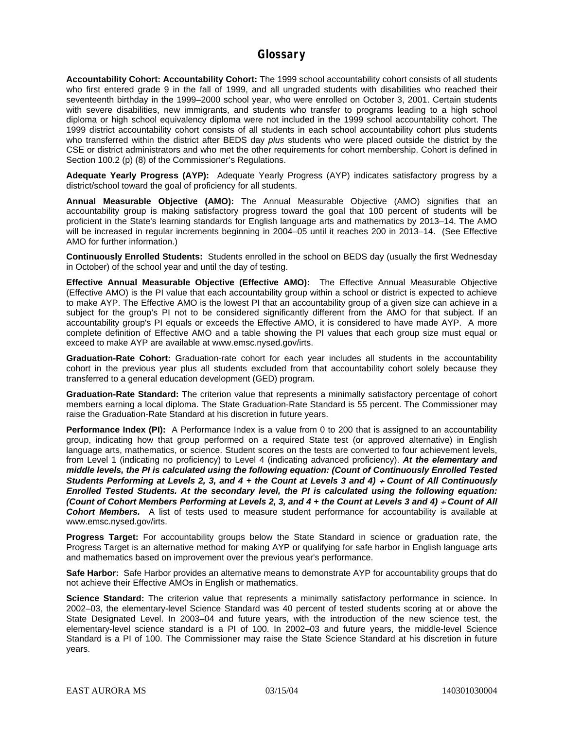# Glossary

**Accountability Cohort: Accountability Cohort:** The 1999 school accountability cohort consists of all students who first entered grade 9 in the fall of 1999, and all ungraded students with disabilities who reached their seventeenth birthday in the 1999–2000 school year, who were enrolled on October 3, 2001. Certain students with severe disabilities, new immigrants, and students who transfer to programs leading to a high school diploma or high school equivalency diploma were not included in the 1999 school accountability cohort. The 1999 district accountability cohort consists of all students in each school accountability cohort plus students who transferred within the district after BEDS day *plus* students who were placed outside the district by the CSE or district administrators and who met the other requirements for cohort membership. Cohort is defined in Section 100.2 (p) (8) of the Commissioner's Regulations.

**Adequate Yearly Progress (AYP):** Adequate Yearly Progress (AYP) indicates satisfactory progress by a district/school toward the goal of proficiency for all students.

**Annual Measurable Objective (AMO):** The Annual Measurable Objective (AMO) signifies that an accountability group is making satisfactory progress toward the goal that 100 percent of students will be proficient in the State's learning standards for English language arts and mathematics by 2013–14. The AMO will be increased in regular increments beginning in 2004–05 until it reaches 200 in 2013–14. (See Effective AMO for further information.)

**Continuously Enrolled Students:** Students enrolled in the school on BEDS day (usually the first Wednesday in October) of the school year and until the day of testing.

**Effective Annual Measurable Objective (Effective AMO):** The Effective Annual Measurable Objective (Effective AMO) is the PI value that each accountability group within a school or district is expected to achieve to make AYP. The Effective AMO is the lowest PI that an accountability group of a given size can achieve in a subject for the group's PI not to be considered significantly different from the AMO for that subject. If an accountability group's PI equals or exceeds the Effective AMO, it is considered to have made AYP. A more complete definition of Effective AMO and a table showing the PI values that each group size must equal or exceed to make AYP are available at www.emsc.nysed.gov/irts.

**Graduation-Rate Cohort:** Graduation-rate cohort for each year includes all students in the accountability cohort in the previous year plus all students excluded from that accountability cohort solely because they transferred to a general education development (GED) program.

**Graduation-Rate Standard:** The criterion value that represents a minimally satisfactory percentage of cohort members earning a local diploma. The State Graduation-Rate Standard is 55 percent. The Commissioner may raise the Graduation-Rate Standard at his discretion in future years.

**Performance Index (PI):** A Performance Index is a value from 0 to 200 that is assigned to an accountability group, indicating how that group performed on a required State test (or approved alternative) in English language arts, mathematics, or science. Student scores on the tests are converted to four achievement levels, from Level 1 (indicating no proficiency) to Level 4 (indicating advanced proficiency). ***At the elementary and middle levels, the PI is calculated using the following equation: (Count of Continuously Enrolled Tested Students Performing at Levels 2, 3, and 4 + the Count at Levels 3 and 4) ÷ Count of All Continuously Enrolled Tested Students. At the secondary level, the PI is calculated using the following equation: (Count of Cohort Members Performing at Levels 2, 3, and 4 + the Count at Levels 3 and 4) ÷ Count of All Cohort Members.*** A list of tests used to measure student performance for accountability is available at www.emsc.nysed.gov/irts.

**Progress Target:** For accountability groups below the State Standard in science or graduation rate, the Progress Target is an alternative method for making AYP or qualifying for safe harbor in English language arts and mathematics based on improvement over the previous year's performance.

**Safe Harbor:** Safe Harbor provides an alternative means to demonstrate AYP for accountability groups that do not achieve their Effective AMOs in English or mathematics.

**Science Standard:** The criterion value that represents a minimally satisfactory performance in science. In 2002–03, the elementary-level Science Standard was 40 percent of tested students scoring at or above the State Designated Level. In 2003–04 and future years, with the introduction of the new science test, the elementary-level science standard is a PI of 100. In 2002–03 and future years, the middle-level Science Standard is a PI of 100. The Commissioner may raise the State Science Standard at his discretion in future years.